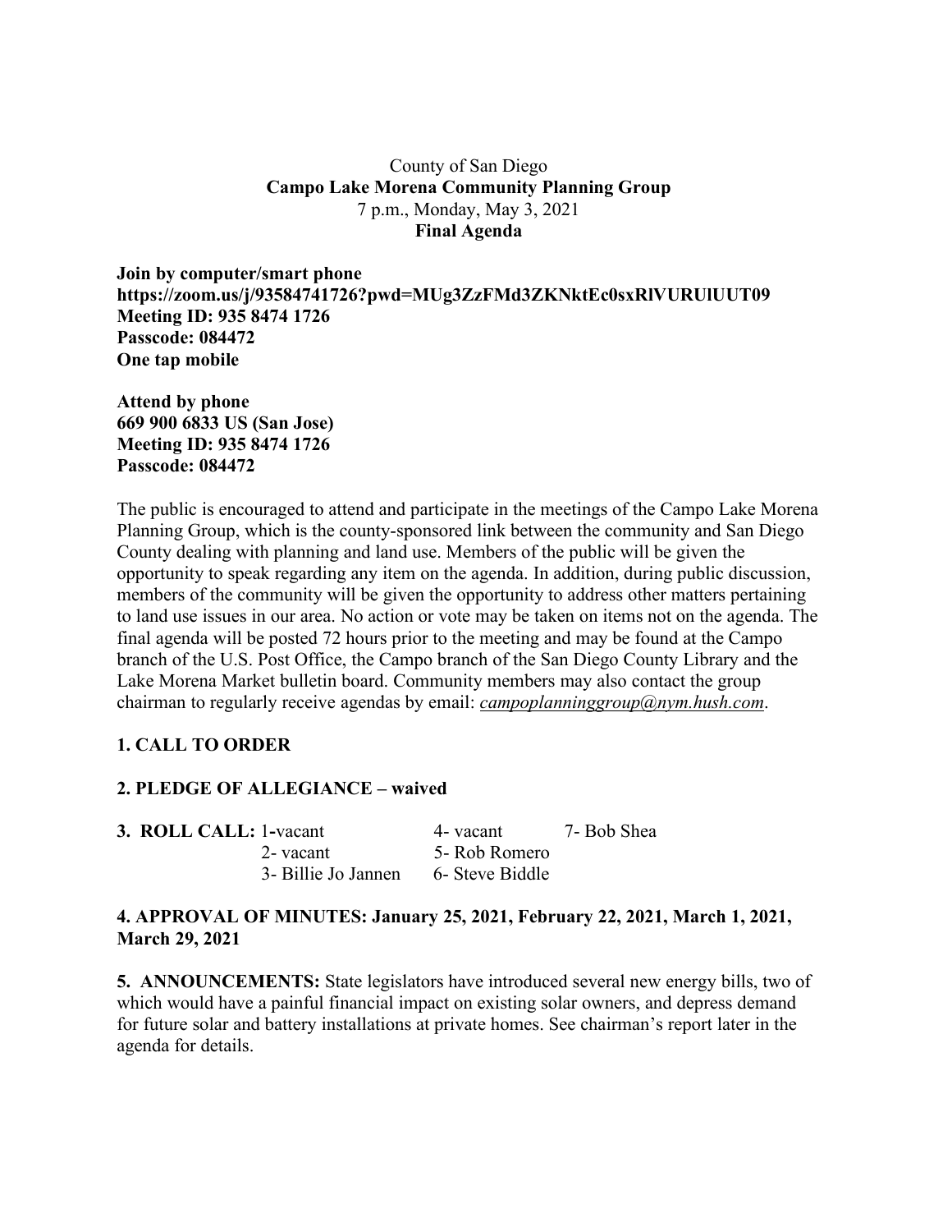County of San Diego

**Campo Lake Morena Community Planning Group**

7 p.m., Monday, May 3, 2021

**Final Agenda**

**Join by computer/smart phone**
**https://zoom.us/j/93584741726?pwd=MUg3ZzFMd3ZKNktEc0sxRlVURUlUUT09**
**Meeting ID: 935 8474 1726**
**Passcode: 084472**
**One tap mobile**

**Attend by phone**
**669 900 6833 US (San Jose)**
**Meeting ID: 935 8474 1726**
**Passcode: 084472**

The public is encouraged to attend and participate in the meetings of the Campo Lake Morena Planning Group, which is the county-sponsored link between the community and San Diego County dealing with planning and land use. Members of the public will be given the opportunity to speak regarding any item on the agenda. In addition, during public discussion, members of the community will be given the opportunity to address other matters pertaining to land use issues in our area. No action or vote may be taken on items not on the agenda. The final agenda will be posted 72 hours prior to the meeting and may be found at the Campo branch of the U.S. Post Office, the Campo branch of the San Diego County Library and the Lake Morena Market bulletin board. Community members may also contact the group chairman to regularly receive agendas by email: *campoplanninggroup@nym.hush.com*.

**1. CALL TO ORDER**

**2. PLEDGE OF ALLEGIANCE – waived**

**3. ROLL CALL:**

- 1-vacant
- 2- vacant
- 3- Billie Jo Jannen
- 4- vacant
- 5- Rob Romero
- 6- Steve Biddle
- 7- Bob Shea

**4. APPROVAL OF MINUTES: January 25, 2021, February 22, 2021, March 1, 2021, March 29, 2021**

**5. ANNOUNCEMENTS:** State legislators have introduced several new energy bills, two of which would have a painful financial impact on existing solar owners, and depress demand for future solar and battery installations at private homes. See chairman's report later in the agenda for details.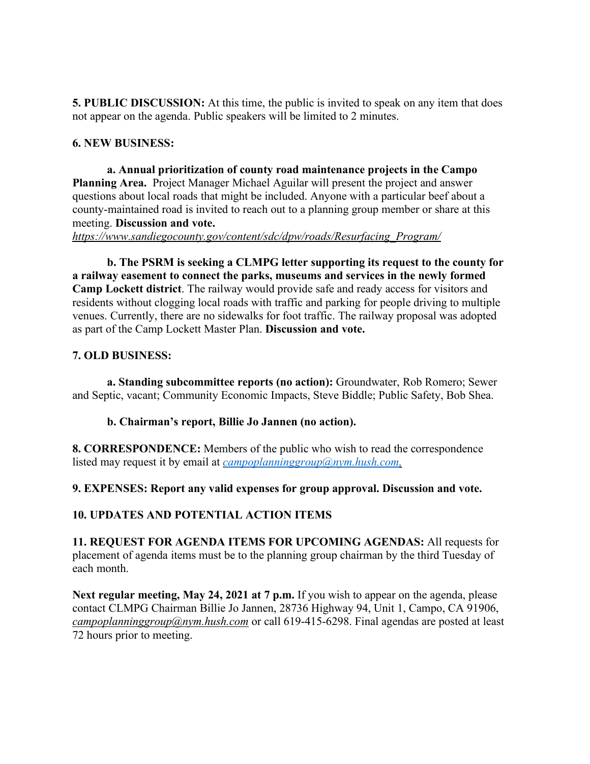**5. PUBLIC DISCUSSION:** At this time, the public is invited to speak on any item that does not appear on the agenda. Public speakers will be limited to 2 minutes.

**6. NEW BUSINESS:**

**a. Annual prioritization of county road maintenance projects in the Campo Planning Area.** Project Manager Michael Aguilar will present the project and answer questions about local roads that might be included. Anyone with a particular beef about a county-maintained road is invited to reach out to a planning group member or share at this meeting. **Discussion and vote.**
*https://www.sandiegocounty.gov/content/sdc/dpw/roads/Resurfacing_Program/*

**b. The PSRM is seeking a CLMPG letter supporting its request to the county for a railway easement to connect the parks, museums and services in the newly formed Camp Lockett district**. The railway would provide safe and ready access for visitors and residents without clogging local roads with traffic and parking for people driving to multiple venues. Currently, there are no sidewalks for foot traffic. The railway proposal was adopted as part of the Camp Lockett Master Plan. **Discussion and vote.**

**7. OLD BUSINESS:**

**a. Standing subcommittee reports (no action):** Groundwater, Rob Romero; Sewer and Septic, vacant; Community Economic Impacts, Steve Biddle; Public Safety, Bob Shea.

**b. Chairman's report, Billie Jo Jannen (no action).**

**8. CORRESPONDENCE:** Members of the public who wish to read the correspondence listed may request it by email at *campoplanninggroup@nym.hush.com*.

**9. EXPENSES: Report any valid expenses for group approval. Discussion and vote.**

**10. UPDATES AND POTENTIAL ACTION ITEMS**

**11. REQUEST FOR AGENDA ITEMS FOR UPCOMING AGENDAS:** All requests for placement of agenda items must be to the planning group chairman by the third Tuesday of each month.

**Next regular meeting, May 24, 2021 at 7 p.m.** If you wish to appear on the agenda, please contact CLMPG Chairman Billie Jo Jannen, 28736 Highway 94, Unit 1, Campo, CA 91906, *campoplanninggroup@nym.hush.com* or call 619-415-6298. Final agendas are posted at least 72 hours prior to meeting.